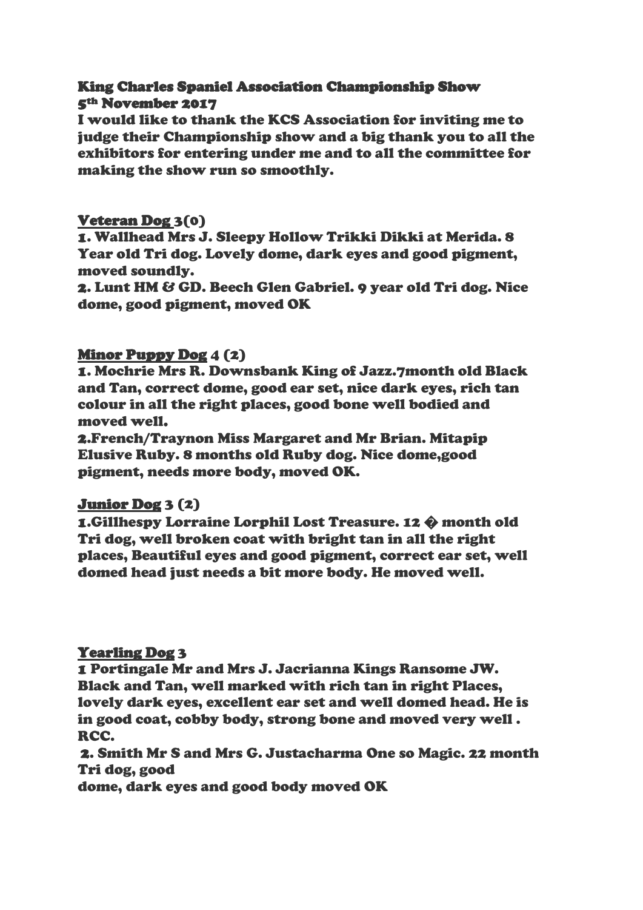## King Charles Spaniel Association Championship Show
## 5th November 2017

**I would like to thank the KCS Association for inviting me to judge their Championship show and a big thank you to all the exhibitors for entering under me and to all the committee for making the show run so smoothly.**

### Veteran Dog 3(0)

**1. Wallhead Mrs J. Sleepy Hollow Trikki Dikki at Merida. 8 Year old Tri dog. Lovely dome, dark eyes and good pigment, moved soundly.**

**2. Lunt HM & GD. Beech Glen Gabriel. 9 year old Tri dog. Nice dome, good pigment, moved OK**

### Minor Puppy Dog 4 (2)

**1. Mochrie Mrs R. Downsbank King of Jazz.7month old Black and Tan, correct dome, good ear set, nice dark eyes, rich tan colour in all the right places, good bone well bodied and moved well.**

**2.French/Traynon Miss Margaret and Mr Brian. Mitapip Elusive Ruby. 8 months old Ruby dog. Nice dome,good pigment, needs more body, moved OK.**

### Junior Dog 3 (2)

**1.Gillhespy Lorraine Lorphil Lost Treasure. 12 � month old Tri dog, well broken coat with bright tan in all the right places, Beautiful eyes and good pigment, correct ear set, well domed head just needs a bit more body. He moved well.**

### Yearling Dog 3

**1 Portingale Mr and Mrs J. Jacrianna Kings Ransome JW. Black and Tan, well marked with rich tan in right Places, lovely dark eyes, excellent ear set and well domed head. He is in good coat, cobby body, strong bone and moved very well . RCC.**

**2. Smith Mr S and Mrs G. Justacharma One so Magic. 22 month Tri dog, good dome, dark eyes and good body moved OK**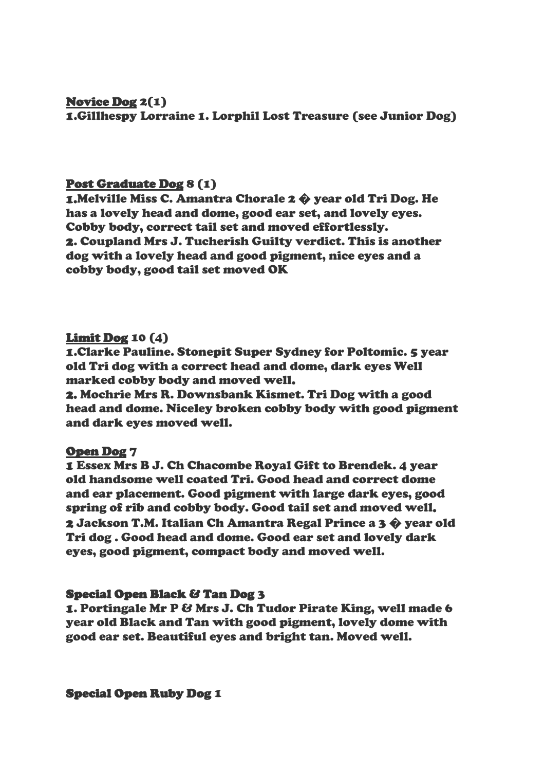**Novice Dog** 2(1)

1.Gillhespy Lorraine 1. Lorphil Lost Treasure (see Junior Dog)

**Post Graduate Dog** 8 (1)

1.Melville Miss C. Amantra Chorale 2 � year old Tri Dog. He has a lovely head and dome, good ear set, and lovely eyes. Cobby body, correct tail set and moved effortlessly.
2. Coupland Mrs J. Tucherish Guilty verdict. This is another dog with a lovely head and good pigment, nice eyes and a cobby body, good tail set moved OK

**Limit Dog** 10 (4)

1.Clarke Pauline. Stonepit Super Sydney for Poltomic. 5 year old Tri dog with a correct head and dome, dark eyes Well marked cobby body and moved well.
2. Mochrie Mrs R. Downsbank Kismet. Tri Dog with a good head and dome. Niceley broken cobby body with good pigment and dark eyes moved well.

**Open Dog** 7

1 Essex Mrs B J. Ch Chacombe Royal Gift to Brendek. 4 year old handsome well coated Tri. Good head and correct dome and ear placement. Good pigment with large dark eyes, good spring of rib and cobby body. Good tail set and moved well.
2 Jackson T.M. Italian Ch Amantra Regal Prince a 3 � year old Tri dog . Good head and dome. Good ear set and lovely dark eyes, good pigment, compact body and moved well.

**Special Open Black & Tan Dog** 3

1. Portingale Mr P & Mrs J. Ch Tudor Pirate King, well made 6 year old Black and Tan with good pigment, lovely dome with good ear set. Beautiful eyes and bright tan. Moved well.

**Special Open Ruby Dog** 1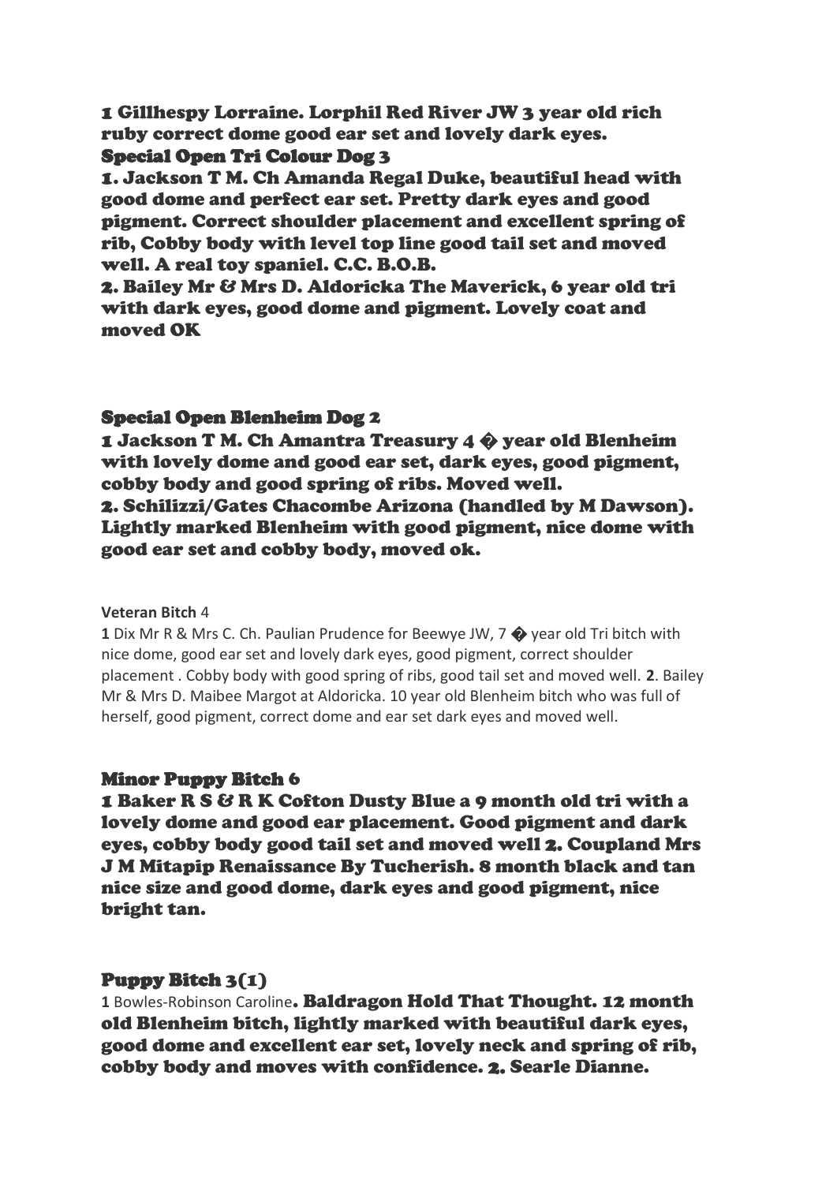**1 Gillhespy Lorraine. Lorphil Red River JW 3 year old rich ruby correct dome good ear set and lovely dark eyes.**

### Special Open Tri Colour Dog 3

**1. Jackson T M. Ch Amanda Regal Duke, beautiful head with good dome and perfect ear set. Pretty dark eyes and good pigment. Correct shoulder placement and excellent spring of rib, Cobby body with level top line good tail set and moved well. A real toy spaniel. C.C. B.O.B.**

**2. Bailey Mr & Mrs D. Aldoricka The Maverick, 6 year old tri with dark eyes, good dome and pigment. Lovely coat and moved OK**

### Special Open Blenheim Dog 2

**1 Jackson T M. Ch Amantra Treasury 4 � year old Blenheim with lovely dome and good ear set, dark eyes, good pigment, cobby body and good spring of ribs. Moved well.**

**2. Schilizzi/Gates Chacombe Arizona (handled by M Dawson). Lightly marked Blenheim with good pigment, nice dome with good ear set and cobby body, moved ok.**

**Veteran Bitch** 4

**1** Dix Mr R & Mrs C. Ch. Paulian Prudence for Beewye JW, 7 � year old Tri bitch with nice dome, good ear set and lovely dark eyes, good pigment, correct shoulder placement . Cobby body with good spring of ribs, good tail set and moved well. **2**. Bailey Mr & Mrs D. Maibee Margot at Aldoricka. 10 year old Blenheim bitch who was full of herself, good pigment, correct dome and ear set dark eyes and moved well.

### Minor Puppy Bitch 6

**1 Baker R S & R K Cofton Dusty Blue a 9 month old tri with a lovely dome and good ear placement. Good pigment and dark eyes, cobby body good tail set and moved well 2. Coupland Mrs J M Mitapip Renaissance By Tucherish. 8 month black and tan nice size and good dome, dark eyes and good pigment, nice bright tan.**

### Puppy Bitch 3(1)

**1** Bowles-Robinson Caroline**. Baldragon Hold That Thought. 12 month old Blenheim bitch, lightly marked with beautiful dark eyes, good dome and excellent ear set, lovely neck and spring of rib, cobby body and moves with confidence. 2. Searle Dianne.**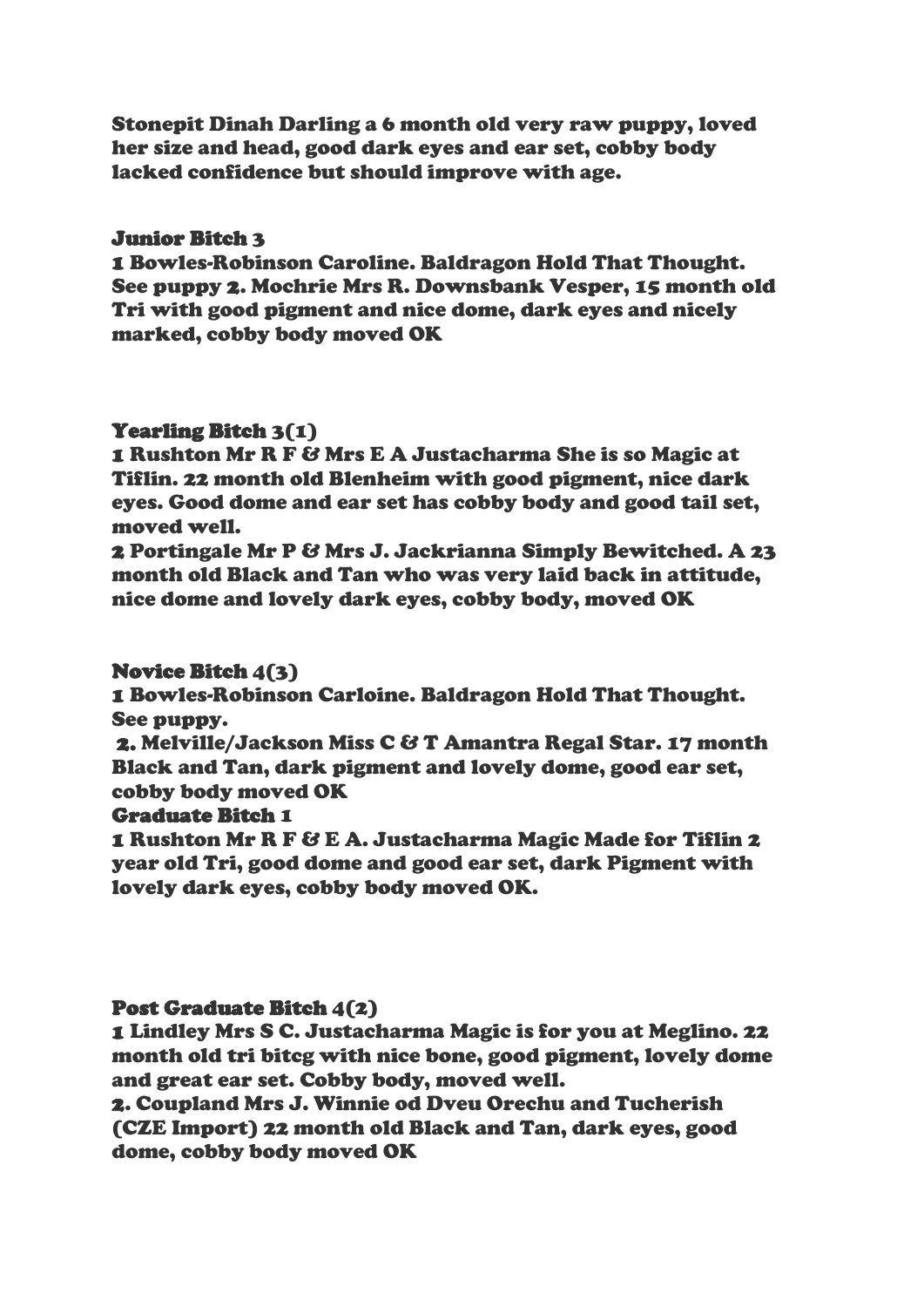**Stonepit Dinah Darling a 6 month old very raw puppy, loved her size and head, good dark eyes and ear set, cobby body lacked confidence but should improve with age.**

### Junior Bitch 3

**1 Bowles-Robinson Caroline. Baldragon Hold That Thought. See puppy 2. Mochrie Mrs R. Downsbank Vesper, 15 month old Tri with good pigment and nice dome, dark eyes and nicely marked, cobby body moved OK**

### Yearling Bitch 3(1)

**1 Rushton Mr R F & Mrs E A Justacharma She is so Magic at Tiflin. 22 month old Blenheim with good pigment, nice dark eyes. Good dome and ear set has cobby body and good tail set, moved well.**

**2 Portingale Mr P & Mrs J. Jackrianna Simply Bewitched. A 23 month old Black and Tan who was very laid back in attitude, nice dome and lovely dark eyes, cobby body, moved OK**

### Novice Bitch 4(3)

**1 Bowles-Robinson Carloine. Baldragon Hold That Thought. See puppy.**

**2. Melville/Jackson Miss C & T Amantra Regal Star. 17 month Black and Tan, dark pigment and lovely dome, good ear set, cobby body moved OK**

### Graduate Bitch 1

**1 Rushton Mr R F & E A. Justacharma Magic Made for Tiflin 2 year old Tri, good dome and good ear set, dark Pigment with lovely dark eyes, cobby body moved OK.**

### Post Graduate Bitch 4(2)

**1 Lindley Mrs S C. Justacharma Magic is for you at Meglino. 22 month old tri bitcg with nice bone, good pigment, lovely dome and great ear set. Cobby body, moved well.**

**2. Coupland Mrs J. Winnie od Dveu Orechu and Tucherish (CZE Import) 22 month old Black and Tan, dark eyes, good dome, cobby body moved OK**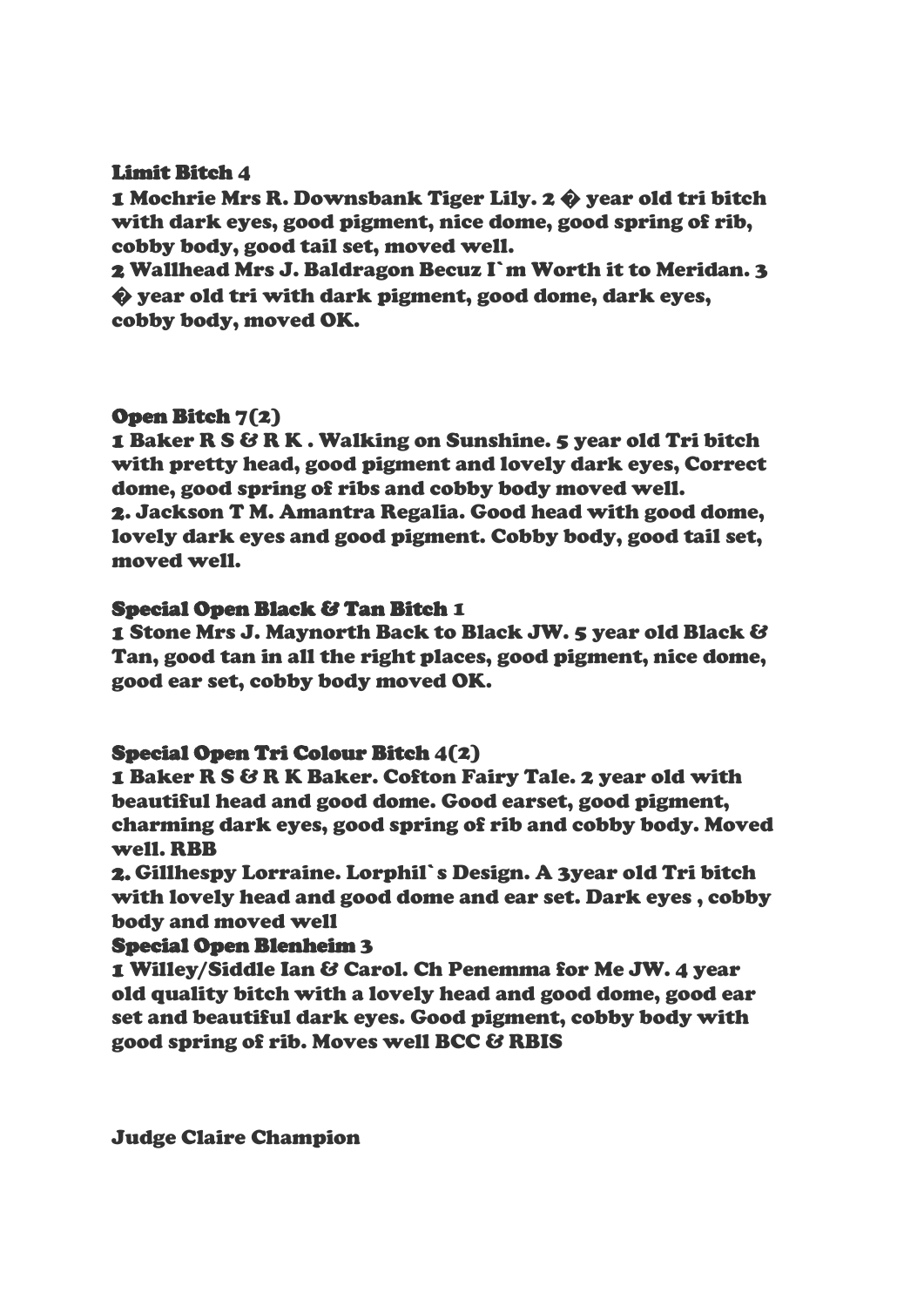### Limit Bitch 4

1 Mochrie Mrs R. Downsbank Tiger Lily. 2 � year old tri bitch with dark eyes, good pigment, nice dome, good spring of rib, cobby body, good tail set, moved well.
2 Wallhead Mrs J. Baldragon Becuz I`m Worth it to Meridan. 3 � year old tri with dark pigment, good dome, dark eyes, cobby body, moved OK.

### Open Bitch 7(2)

1 Baker R S & R K . Walking on Sunshine. 5 year old Tri bitch with pretty head, good pigment and lovely dark eyes, Correct dome, good spring of ribs and cobby body moved well.
2. Jackson T M. Amantra Regalia. Good head with good dome, lovely dark eyes and good pigment. Cobby body, good tail set, moved well.

### Special Open Black & Tan Bitch 1

1 Stone Mrs J. Maynorth Back to Black JW. 5 year old Black & Tan, good tan in all the right places, good pigment, nice dome, good ear set, cobby body moved OK.

### Special Open Tri Colour Bitch 4(2)

1 Baker R S & R K Baker. Cofton Fairy Tale. 2 year old with beautiful head and good dome. Good earset, good pigment, charming dark eyes, good spring of rib and cobby body. Moved well. RBB
2. Gillhespy Lorraine. Lorphil`s Design. A 3year old Tri bitch with lovely head and good dome and ear set. Dark eyes , cobby body and moved well

### Special Open Blenheim 3

1 Willey/Siddle Ian & Carol. Ch Penemma for Me JW. 4 year old quality bitch with a lovely head and good dome, good ear set and beautiful dark eyes. Good pigment, cobby body with good spring of rib. Moves well BCC & RBIS

**Judge Claire Champion**